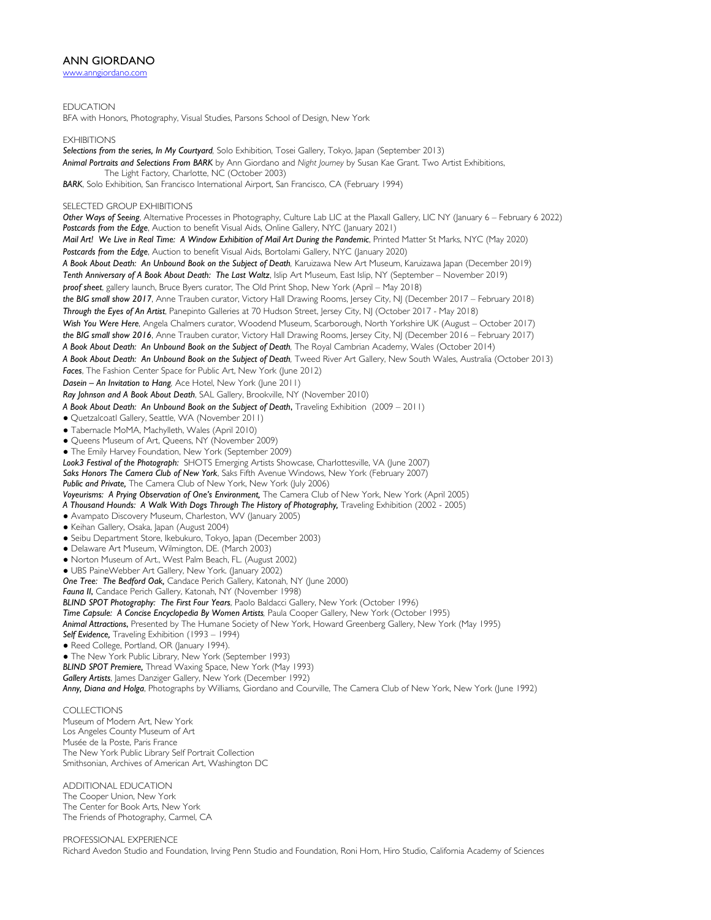# ANN GIORDANO

www.anngiordano.com

## EDUCATION

BFA with Honors, Photography, Visual Studies, Parsons School of Design, New York

## EXHIBITIONS

***Selections from the series, In My Courtyard***, Solo Exhibition, Tosei Gallery, Tokyo, Japan (September 2013)
***Animal Portraits and Selections From BARK*** by Ann Giordano and *Night Journey* by Susan Kae Grant. Two Artist Exhibitions,
The Light Factory, Charlotte, NC (October 2003)
***BARK***, Solo Exhibition, San Francisco International Airport, San Francisco, CA (February 1994)

## SELECTED GROUP EXHIBITIONS

***Other Ways of Seeing***, Alternative Processes in Photography, Culture Lab LIC at the Plaxall Gallery, LIC NY (January 6 – February 6 2022)
***Postcards from the Edge***, Auction to benefit Visual Aids, Online Gallery, NYC (January 2021)
***Mail Art! We Live in Real Time: A Window Exhibition of Mail Art During the Pandemic***, Printed Matter St Marks, NYC (May 2020)
***Postcards from the Edge***, Auction to benefit Visual Aids, Bortolami Gallery, NYC (January 2020)
***A Book About Death: An Unbound Book on the Subject of Death***, Karuizawa New Art Museum, Karuizawa Japan (December 2019)
***Tenth Anniversary of A Book About Death: The Last Waltz***, Islip Art Museum, East Islip, NY (September – November 2019)
***proof sheet***, gallery launch, Bruce Byers curator, The Old Print Shop, New York (April – May 2018)
***the BIG small show 2017***, Anne Trauben curator, Victory Hall Drawing Rooms, Jersey City, NJ (December 2017 – February 2018)
***Through the Eyes of An Artist***, Panepinto Galleries at 70 Hudson Street, Jersey City, NJ (October 2017 - May 2018)
***Wish You Were Here***, Angela Chalmers curator, Woodend Museum, Scarborough, North Yorkshire UK (August – October 2017)
***the BIG small show 2016***, Anne Trauben curator, Victory Hall Drawing Rooms, Jersey City, NJ (December 2016 – February 2017)
***A Book About Death: An Unbound Book on the Subject of Death***, The Royal Cambrian Academy, Wales (October 2014)
***A Book About Death: An Unbound Book on the Subject of Death***, Tweed River Art Gallery, New South Wales, Australia (October 2013)
***Faces***, The Fashion Center Space for Public Art, New York (June 2012)
***Dasein – An Invitation to Hang***, Ace Hotel, New York (June 2011)
***Ray Johnson and A Book About Death***, SAL Gallery, Brookville, NY (November 2010)
***A Book About Death: An Unbound Book on the Subject of Death***, Traveling Exhibition (2009 – 2011)

- Quetzalcoatl Gallery, Seattle, WA (November 2011)
- Tabernacle MoMA, Machylleth, Wales (April 2010)
- Queens Museum of Art, Queens, NY (November 2009)
- The Emily Harvey Foundation, New York (September 2009)

***Look3 Festival of the Photograph:*** SHOTS Emerging Artists Showcase, Charlottesville, VA (June 2007)
***Saks Honors The Camera Club of New York***, Saks Fifth Avenue Windows, New York (February 2007)
***Public and Private,*** The Camera Club of New York, New York (July 2006)
***Voyeurisms: A Prying Observation of One's Environment,*** The Camera Club of New York, New York (April 2005)
***A Thousand Hounds: A Walk With Dogs Through The History of Photography,*** Traveling Exhibition (2002 - 2005)

- Avampato Discovery Museum, Charleston, WV (January 2005)
- Keihan Gallery, Osaka, Japan (August 2004)
- Seibu Department Store, Ikebukuro, Tokyo, Japan (December 2003)
- Delaware Art Museum, Wilmington, DE. (March 2003)
- Norton Museum of Art., West Palm Beach, FL. (August 2002)
- UBS PaineWebber Art Gallery, New York. (January 2002)

***One Tree: The Bedford Oak,*** Candace Perich Gallery, Katonah, NY (June 2000)
***Fauna II***, Candace Perich Gallery, Katonah, NY (November 1998)
***BLIND SPOT Photography: The First Four Years***, Paolo Baldacci Gallery, New York (October 1996)
***Time Capsule: A Concise Encyclopedia By Women Artists***, Paula Cooper Gallery, New York (October 1995)
***Animal Attractions***, Presented by The Humane Society of New York, Howard Greenberg Gallery, New York (May 1995)
***Self Evidence,*** Traveling Exhibition (1993 – 1994)

- Reed College, Portland, OR (January 1994).
- The New York Public Library, New York (September 1993)

***BLIND SPOT Premiere,*** Thread Waxing Space, New York (May 1993)
***Gallery Artists***, James Danziger Gallery, New York (December 1992)
***Anny, Diana and Holga***, Photographs by Williams, Giordano and Courville, The Camera Club of New York, New York (June 1992)

## COLLECTIONS

Museum of Modern Art, New York
Los Angeles County Museum of Art
Musée de la Poste, Paris France
The New York Public Library Self Portrait Collection
Smithsonian, Archives of American Art, Washington DC

## ADDITIONAL EDUCATION

The Cooper Union, New York
The Center for Book Arts, New York
The Friends of Photography, Carmel, CA

## PROFESSIONAL EXPERIENCE

Richard Avedon Studio and Foundation, Irving Penn Studio and Foundation, Roni Horn, Hiro Studio, California Academy of Sciences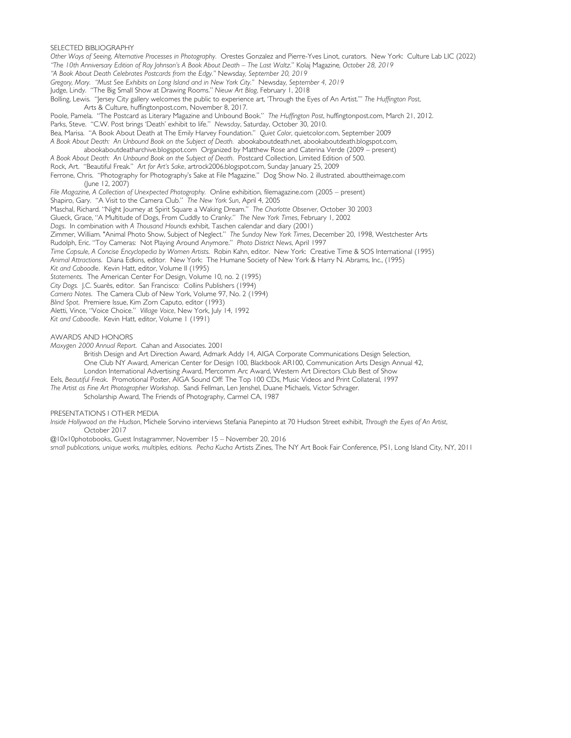SELECTED BIBLIOGRAPHY

*Other Ways of Seeing, Alternative Processes in Photography*. Orestes Gonzalez and Pierre-Yves Linot, curators. New York: Culture Lab LIC (2022)
*"The 10th Anniversary Edition of Ray Johnson's A Book About Death – The Last Waltz."* Kolaj Magazine*, October 28, 2019*
*"A Book About Death Celebrates Postcards from the Edgy."* Newsday*, September 20, 2019*
*Gregory, Mary. "Must See Exhibits on Long Island and in New York City."* Newsday*, September 4, 2019*
Judge, Lindy. "The Big Small Show at Drawing Rooms." *Nieuw Art Blog*, February 1, 2018
Bolling, Lewis. "Jersey City gallery welcomes the public to experience art, 'Through the Eyes of An Artist.'" *The Huffington Post*, Arts & Culture, huffingtonpost.com, November 8, 2017.
Poole, Pamela. "The Postcard as Literary Magazine and Unbound Book." *The Huffington Post*, huffingtonpost.com, March 21, 2012.
Parks, Steve. "C.W. Post brings 'Death' exhibit to life." *Newsday*, Saturday, October 30, 2010.
Bea, Marisa. "A Book About Death at The Emily Harvey Foundation." *Quiet Color*, quietcolor.com, September 2009
*A Book About Death: An Unbound Book on the Subject of Death.* abookaboutdeath.net, abookaboutdeath.blogspot.com, abookaboutdeatharchive.blogspot.com Organized by Matthew Rose and Caterina Verde (2009 – present)
*A Book About Death: An Unbound Book on the Subject of Death*. Postcard Collection, Limited Edition of 500.
Rock, Art. "Beautiful Freak." *Art for Art's Sake*, artrock2006.blogspot.com, Sunday January 25, 2009
Ferrone, Chris. "Photography for Photography's Sake at File Magazine." Dog Show No. 2 illustrated. abouttheimage.com (June 12, 2007)
*File Magazine, A Collection of Unexpected Photography*. Online exhibition, filemagazine.com (2005 – present)
Shapiro, Gary. "A Visit to the Camera Club." *The New York Sun*, April 4, 2005
Maschal, Richard. "Night Journey at Spirit Square a Waking Dream." *The Charlotte Observer*, October 30 2003
Glueck, Grace, "A Multitude of Dogs, From Cuddly to Cranky." *The New York Times*, February 1, 2002
*Dogs*. In combination with *A Thousand Hounds* exhibit, Taschen calendar and diary (2001)
Zimmer, William. "Animal Photo Show, Subject of Neglect." *The Sunday New York Times*, December 20, 1998, Westchester Arts
Rudolph, Eric. "Toy Cameras: Not Playing Around Anymore." *Photo District News*, April 1997
*Time Capsule, A Concise Encyclopedia by Women Artists*. Robin Kahn, editor. New York: Creative Time & SOS International (1995)
*Animal Attractions*. Diana Edkins, editor. New York: The Humane Society of New York & Harry N. Abrams, Inc., (1995)
*Kit and Caboodle*. Kevin Hatt, editor, Volume II (1995)
*Statements*. The American Center For Design, Volume 10, no. 2 (1995)
*City Dogs*. J.C. Suarès, editor. San Francisco: Collins Publishers (1994)
*Camera Notes*. The Camera Club of New York, Volume 97, No. 2 (1994)
*Blind Spot*. Premiere Issue, Kim Zorn Caputo, editor (1993)
Aletti, Vince, "Voice Choice." *Village Voice*, New York, July 14, 1992
*Kit and Caboodle*. Kevin Hatt, editor, Volume I (1991)

AWARDS AND HONORS

*Maxygen 2000 Annual Report*. Cahan and Associates. 2001
British Design and Art Direction Award, Admark Addy 14, AIGA Corporate Communications Design Selection, One Club NY Award, American Center for Design 100, Blackbook AR100, Communication Arts Design Annual 42, London International Advertising Award, Mercomm Arc Award, Western Art Directors Club Best of Show
Eels, *Beautiful Freak*. Promotional Poster, AIGA Sound Off: The Top 100 CDs, Music Videos and Print Collateral, 1997
*The Artist as Fine Art Photographer Workshop*. Sandi Fellman, Len Jenshel, Duane Michaels, Victor Schrager.
Scholarship Award, The Friends of Photography, Carmel CA, 1987

PRESENTATIONS | OTHER MEDIA

*Inside Hollywood on the Hudson*, Michele Sorvino interviews Stefania Panepinto at 70 Hudson Street exhibit, *Through the Eyes of An Artist*, October 2017
@10x10photobooks, Guest Instagrammer, November 15 – November 20, 2016
*small publications, unique works, multiples, editions*. *Pecha Kucha* Artists Zines, The NY Art Book Fair Conference, PS1, Long Island City, NY, 2011